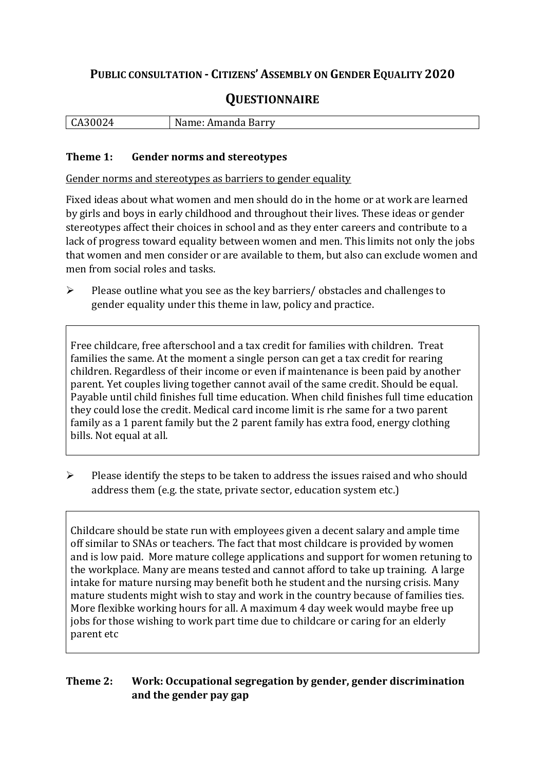# PUBLIC CONSULTATION - CITIZENS' ASSEMBLY ON GENDER EQUALITY 2020

## QUESTIONNAIRE

| CA30024 | Name: Amanda Barry |
| --- | --- |

### Theme 1: Gender norms and stereotypes

Gender norms and stereotypes as barriers to gender equality

Fixed ideas about what women and men should do in the home or at work are learned by girls and boys in early childhood and throughout their lives. These ideas or gender stereotypes affect their choices in school and as they enter careers and contribute to a lack of progress toward equality between women and men. This limits not only the jobs that women and men consider or are available to them, but also can exclude women and men from social roles and tasks.

- Please outline what you see as the key barriers/ obstacles and challenges to gender equality under this theme in law, policy and practice.

> Free childcare, free afterschool and a tax credit for families with children. Treat families the same. At the moment a single person can get a tax credit for rearing children. Regardless of their income or even if maintenance is been paid by another parent. Yet couples living together cannot avail of the same credit. Should be equal. Payable until child finishes full time education. When child finishes full time education they could lose the credit. Medical card income limit is rhe same for a two parent family as a 1 parent family but the 2 parent family has extra food, energy clothing bills. Not equal at all.

- Please identify the steps to be taken to address the issues raised and who should address them (e.g. the state, private sector, education system etc.)

> Childcare should be state run with employees given a decent salary and ample time off similar to SNAs or teachers. The fact that most childcare is provided by women and is low paid. More mature college applications and support for women retuning to the workplace. Many are means tested and cannot afford to take up training. A large intake for mature nursing may benefit both he student and the nursing crisis. Many mature students might wish to stay and work in the country because of families ties. More flexibke working hours for all. A maximum 4 day week would maybe free up jobs for those wishing to work part time due to childcare or caring for an elderly parent etc

### Theme 2: Work: Occupational segregation by gender, gender discrimination and the gender pay gap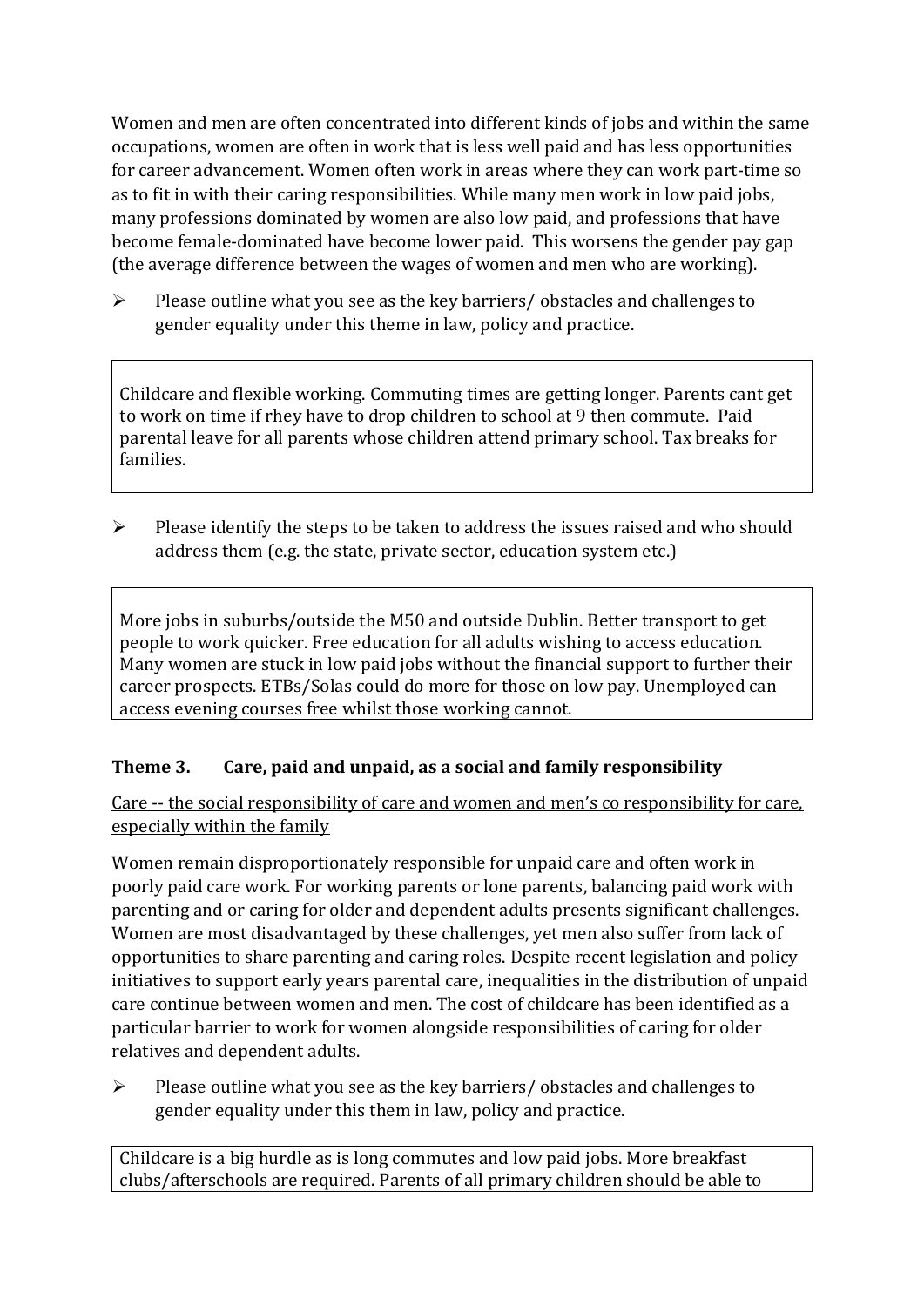Women and men are often concentrated into different kinds of jobs and within the same occupations, women are often in work that is less well paid and has less opportunities for career advancement. Women often work in areas where they can work part-time so as to fit in with their caring responsibilities. While many men work in low paid jobs, many professions dominated by women are also low paid, and professions that have become female-dominated have become lower paid. This worsens the gender pay gap (the average difference between the wages of women and men who are working).

- Please outline what you see as the key barriers/ obstacles and challenges to gender equality under this theme in law, policy and practice.

> Childcare and flexible working. Commuting times are getting longer. Parents cant get to work on time if rhey have to drop children to school at 9 then commute. Paid parental leave for all parents whose children attend primary school. Tax breaks for families.

- Please identify the steps to be taken to address the issues raised and who should address them (e.g. the state, private sector, education system etc.)

> More jobs in suburbs/outside the M50 and outside Dublin. Better transport to get people to work quicker. Free education for all adults wishing to access education. Many women are stuck in low paid jobs without the financial support to further their career prospects. ETBs/Solas could do more for those on low pay. Unemployed can access evening courses free whilst those working cannot.

### Theme 3. Care, paid and unpaid, as a social and family responsibility

Care -- the social responsibility of care and women and men's co responsibility for care, especially within the family

Women remain disproportionately responsible for unpaid care and often work in poorly paid care work. For working parents or lone parents, balancing paid work with parenting and or caring for older and dependent adults presents significant challenges. Women are most disadvantaged by these challenges, yet men also suffer from lack of opportunities to share parenting and caring roles. Despite recent legislation and policy initiatives to support early years parental care, inequalities in the distribution of unpaid care continue between women and men. The cost of childcare has been identified as a particular barrier to work for women alongside responsibilities of caring for older relatives and dependent adults.

- Please outline what you see as the key barriers/ obstacles and challenges to gender equality under this them in law, policy and practice.

> Childcare is a big hurdle as is long commutes and low paid jobs. More breakfast clubs/afterschools are required. Parents of all primary children should be able to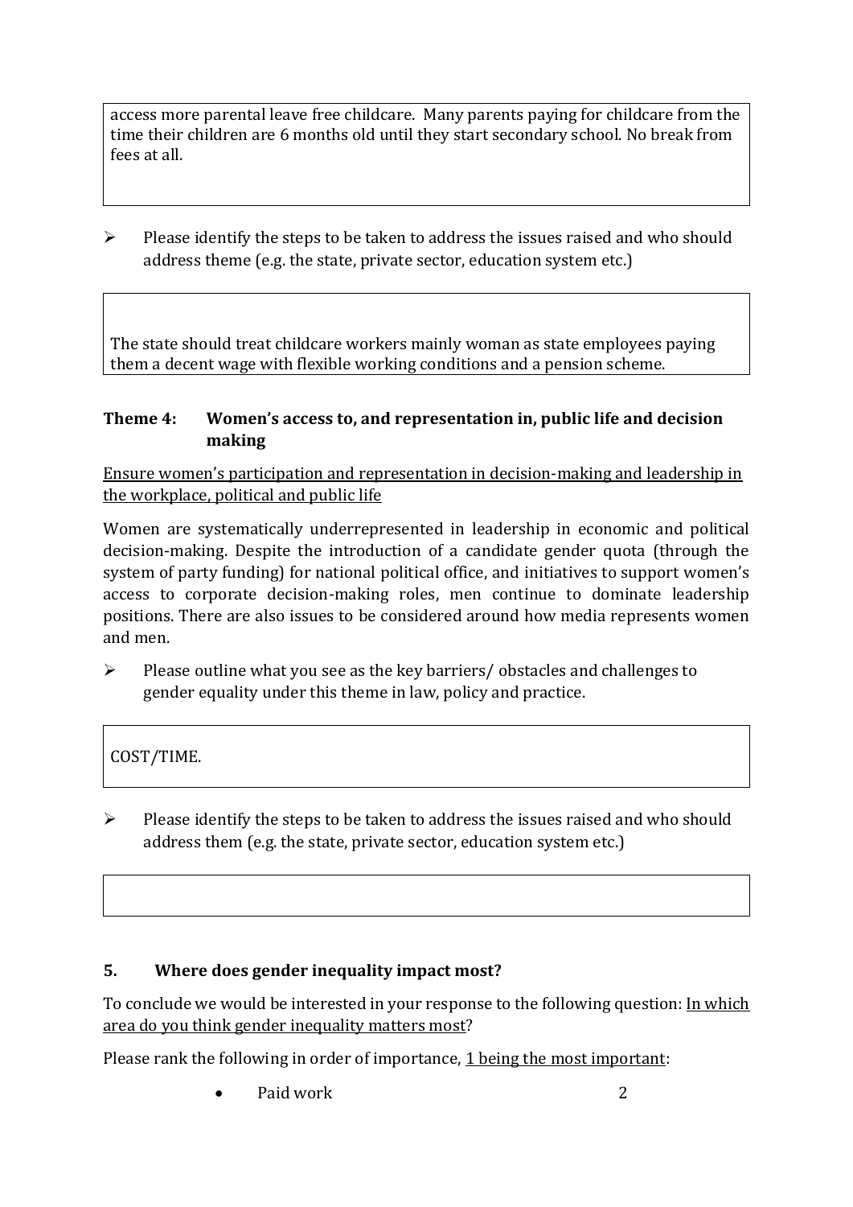access more parental leave free childcare. Many parents paying for childcare from the time their children are 6 months old until they start secondary school. No break from fees at all.

- Please identify the steps to be taken to address the issues raised and who should address theme (e.g. the state, private sector, education system etc.)

The state should treat childcare workers mainly woman as state employees paying them a decent wage with flexible working conditions and a pension scheme.

### Theme 4: Women's access to, and representation in, public life and decision making

Ensure women's participation and representation in decision-making and leadership in the workplace, political and public life

Women are systematically underrepresented in leadership in economic and political decision-making. Despite the introduction of a candidate gender quota (through the system of party funding) for national political office, and initiatives to support women's access to corporate decision-making roles, men continue to dominate leadership positions. There are also issues to be considered around how media represents women and men.

- Please outline what you see as the key barriers/ obstacles and challenges to gender equality under this theme in law, policy and practice.

COST/TIME.

- Please identify the steps to be taken to address the issues raised and who should address them (e.g. the state, private sector, education system etc.)

## 5. Where does gender inequality impact most?

To conclude we would be interested in your response to the following question: In which area do you think gender inequality matters most?

Please rank the following in order of importance, 1 being the most important:

- Paid work 2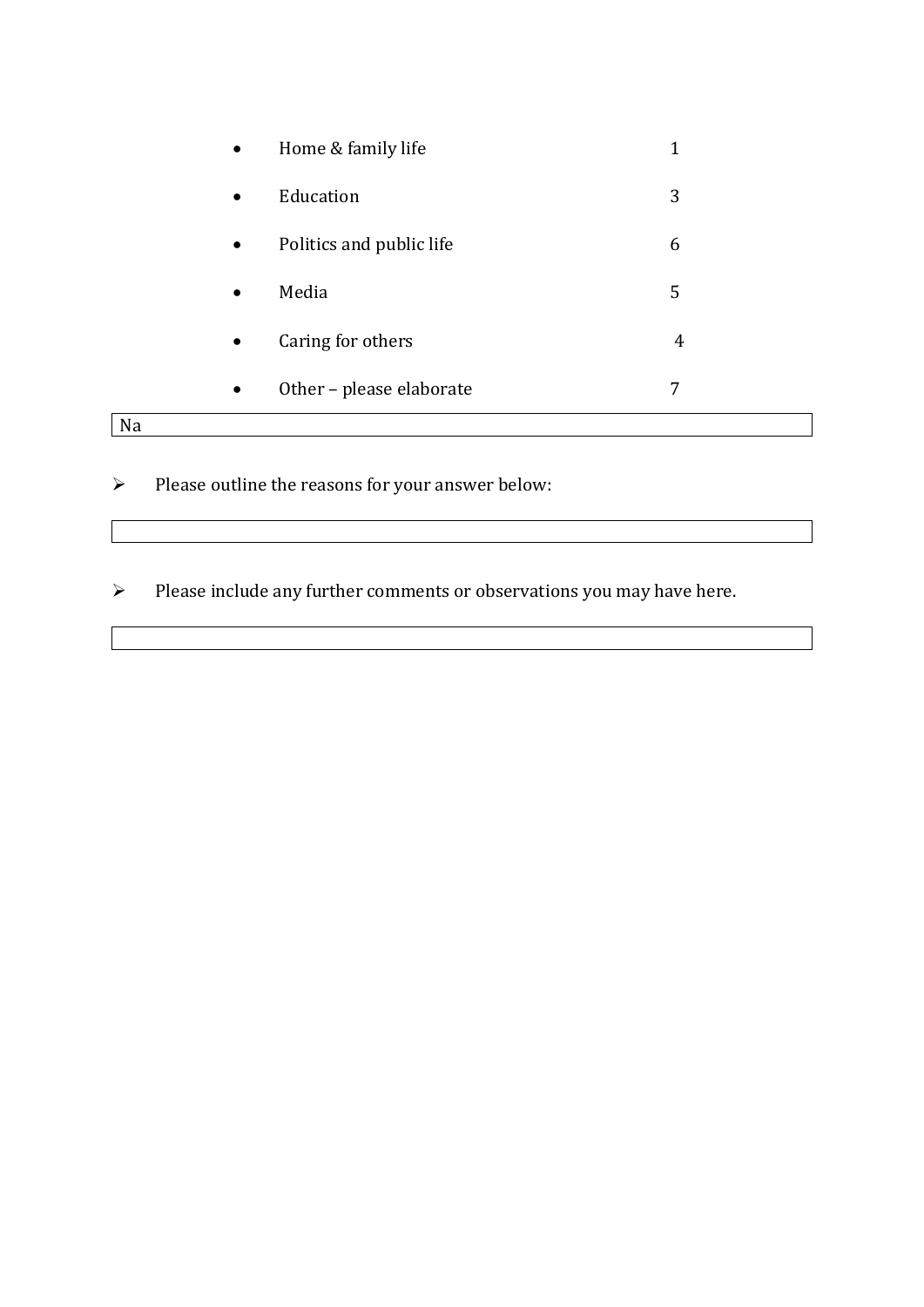- Home & family life 1
- Education 3
- Politics and public life 6
- Media 5
- Caring for others 4
- Other – please elaborate 7

| |
|---|
| Na |

➢ Please outline the reasons for your answer below:

| |
|---|
| |

➢ Please include any further comments or observations you may have here.

| |
|---|
| |